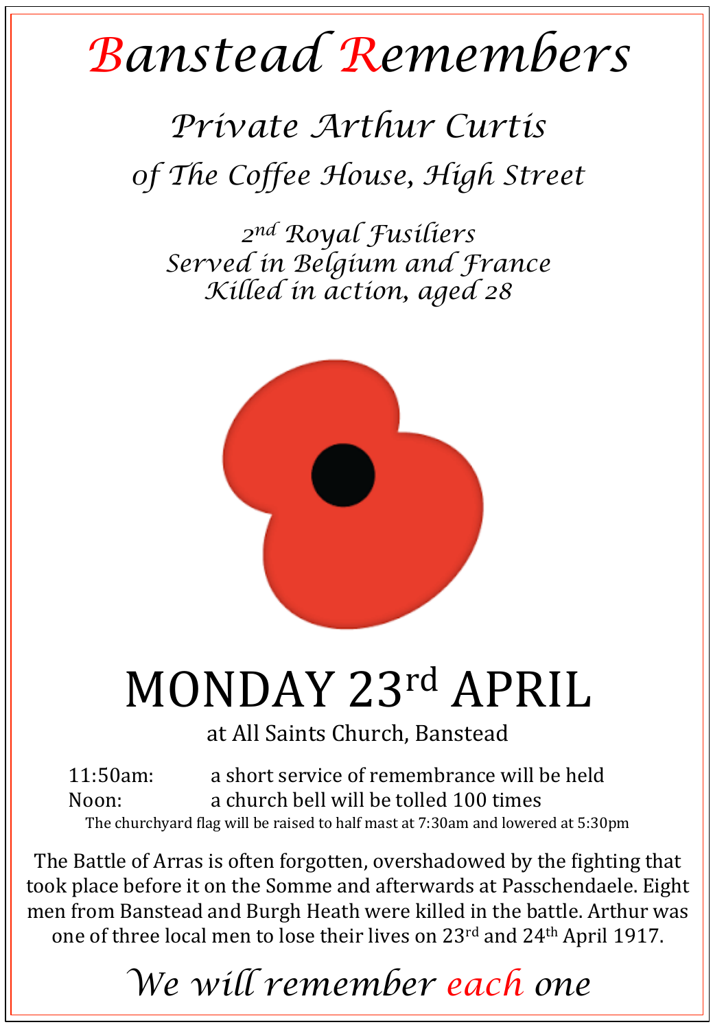# *Banstead Remembers*

## *Private Arthur Curtis*

### *of The Coffee House, High Street*

*2nd Royal Fusiliers*
*Served in Belgium and France*
*Killed in action, aged 28*

# MONDAY 23rd APRIL

at All Saints Church, Banstead

11:50am: a short service of remembrance will be held
Noon: a church bell will be tolled 100 times

The churchyard flag will be raised to half mast at 7:30am and lowered at 5:30pm

The Battle of Arras is often forgotten, overshadowed by the fighting that took place before it on the Somme and afterwards at Passchendaele. Eight men from Banstead and Burgh Heath were killed in the battle. Arthur was one of three local men to lose their lives on 23rd and 24th April 1917.

## *We will remember each one*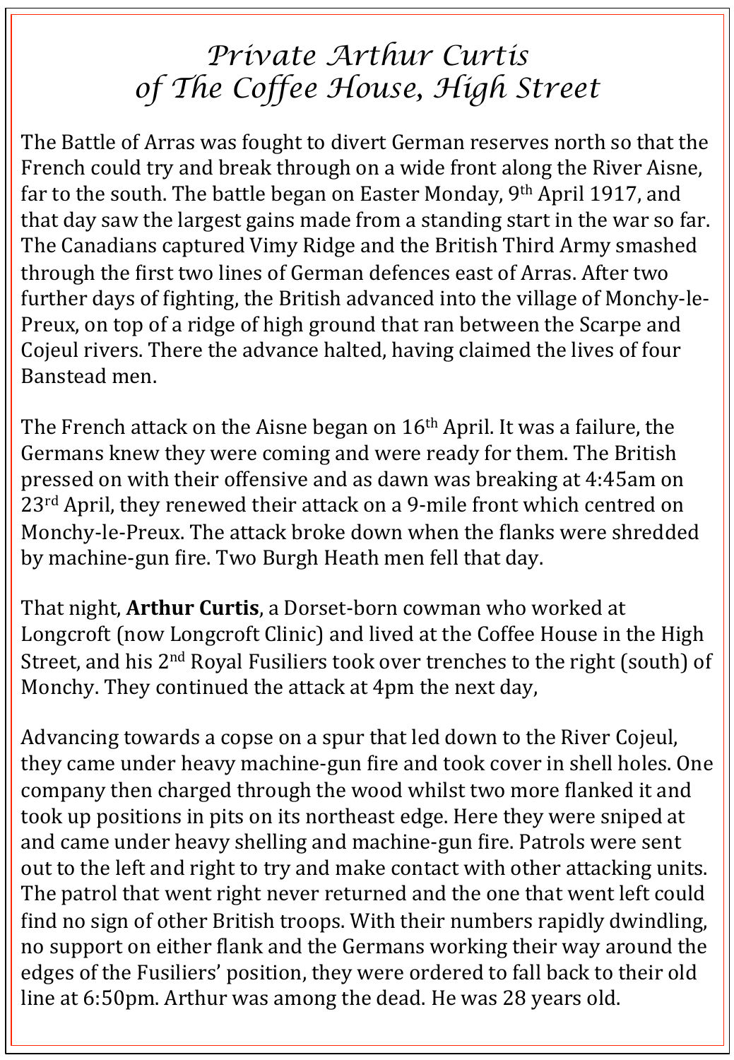# *Private Arthur Curtis of The Coffee House, High Street*

The Battle of Arras was fought to divert German reserves north so that the French could try and break through on a wide front along the River Aisne, far to the south. The battle began on Easter Monday, 9th April 1917, and that day saw the largest gains made from a standing start in the war so far. The Canadians captured Vimy Ridge and the British Third Army smashed through the first two lines of German defences east of Arras. After two further days of fighting, the British advanced into the village of Monchy-le-Preux, on top of a ridge of high ground that ran between the Scarpe and Cojeul rivers. There the advance halted, having claimed the lives of four Banstead men.

The French attack on the Aisne began on 16th April. It was a failure, the Germans knew they were coming and were ready for them. The British pressed on with their offensive and as dawn was breaking at 4:45am on 23rd April, they renewed their attack on a 9-mile front which centred on Monchy-le-Preux. The attack broke down when the flanks were shredded by machine-gun fire. Two Burgh Heath men fell that day.

That night, **Arthur Curtis**, a Dorset-born cowman who worked at Longcroft (now Longcroft Clinic) and lived at the Coffee House in the High Street, and his 2nd Royal Fusiliers took over trenches to the right (south) of Monchy. They continued the attack at 4pm the next day,

Advancing towards a copse on a spur that led down to the River Cojeul, they came under heavy machine-gun fire and took cover in shell holes. One company then charged through the wood whilst two more flanked it and took up positions in pits on its northeast edge. Here they were sniped at and came under heavy shelling and machine-gun fire. Patrols were sent out to the left and right to try and make contact with other attacking units. The patrol that went right never returned and the one that went left could find no sign of other British troops. With their numbers rapidly dwindling, no support on either flank and the Germans working their way around the edges of the Fusiliers' position, they were ordered to fall back to their old line at 6:50pm. Arthur was among the dead. He was 28 years old.